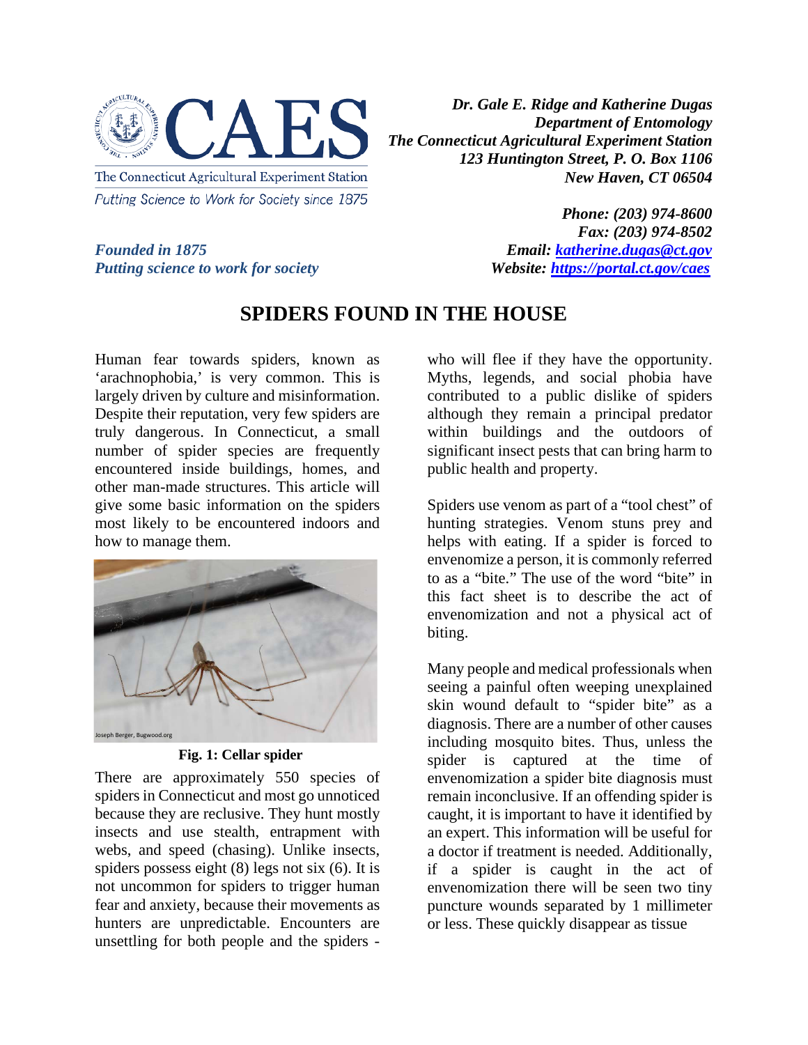The Connecticut Agricultural Experiment Station
Putting Science to Work for Society since 1875

*Founded in 1875*
*Putting science to work for society*

***Dr. Gale E. Ridge and Katherine Dugas***
***Department of Entomology***
***The Connecticut Agricultural Experiment Station***
***123 Huntington Street, P. O. Box 1106***
***New Haven, CT 06504***

***Phone: (203) 974-8600***
***Fax: (203) 974-8502***
***Email: [katherine.dugas@ct.gov](mailto:katherine.dugas@ct.gov)***
***Website: [https://portal.ct.gov/caes](https://portal.ct.gov/caes)***

# SPIDERS FOUND IN THE HOUSE

Human fear towards spiders, known as 'arachnophobia,' is very common. This is largely driven by culture and misinformation. Despite their reputation, very few spiders are truly dangerous. In Connecticut, a small number of spider species are frequently encountered inside buildings, homes, and other man-made structures. This article will give some basic information on the spiders most likely to be encountered indoors and how to manage them.

Joseph Berger, Bugwood.org

**Fig. 1: Cellar spider**

There are approximately 550 species of spiders in Connecticut and most go unnoticed because they are reclusive. They hunt mostly insects and use stealth, entrapment with webs, and speed (chasing). Unlike insects, spiders possess eight (8) legs not six (6). It is not uncommon for spiders to trigger human fear and anxiety, because their movements as hunters are unpredictable. Encounters are unsettling for both people and the spiders - who will flee if they have the opportunity. Myths, legends, and social phobia have contributed to a public dislike of spiders although they remain a principal predator within buildings and the outdoors of significant insect pests that can bring harm to public health and property.

Spiders use venom as part of a "tool chest" of hunting strategies. Venom stuns prey and helps with eating. If a spider is forced to envenomize a person, it is commonly referred to as a "bite." The use of the word "bite" in this fact sheet is to describe the act of envenomization and not a physical act of biting.

Many people and medical professionals when seeing a painful often weeping unexplained skin wound default to "spider bite" as a diagnosis. There are a number of other causes including mosquito bites. Thus, unless the spider is captured at the time of envenomization a spider bite diagnosis must remain inconclusive. If an offending spider is caught, it is important to have it identified by an expert. This information will be useful for a doctor if treatment is needed. Additionally, if a spider is caught in the act of envenomization there will be seen two tiny puncture wounds separated by 1 millimeter or less. These quickly disappear as tissue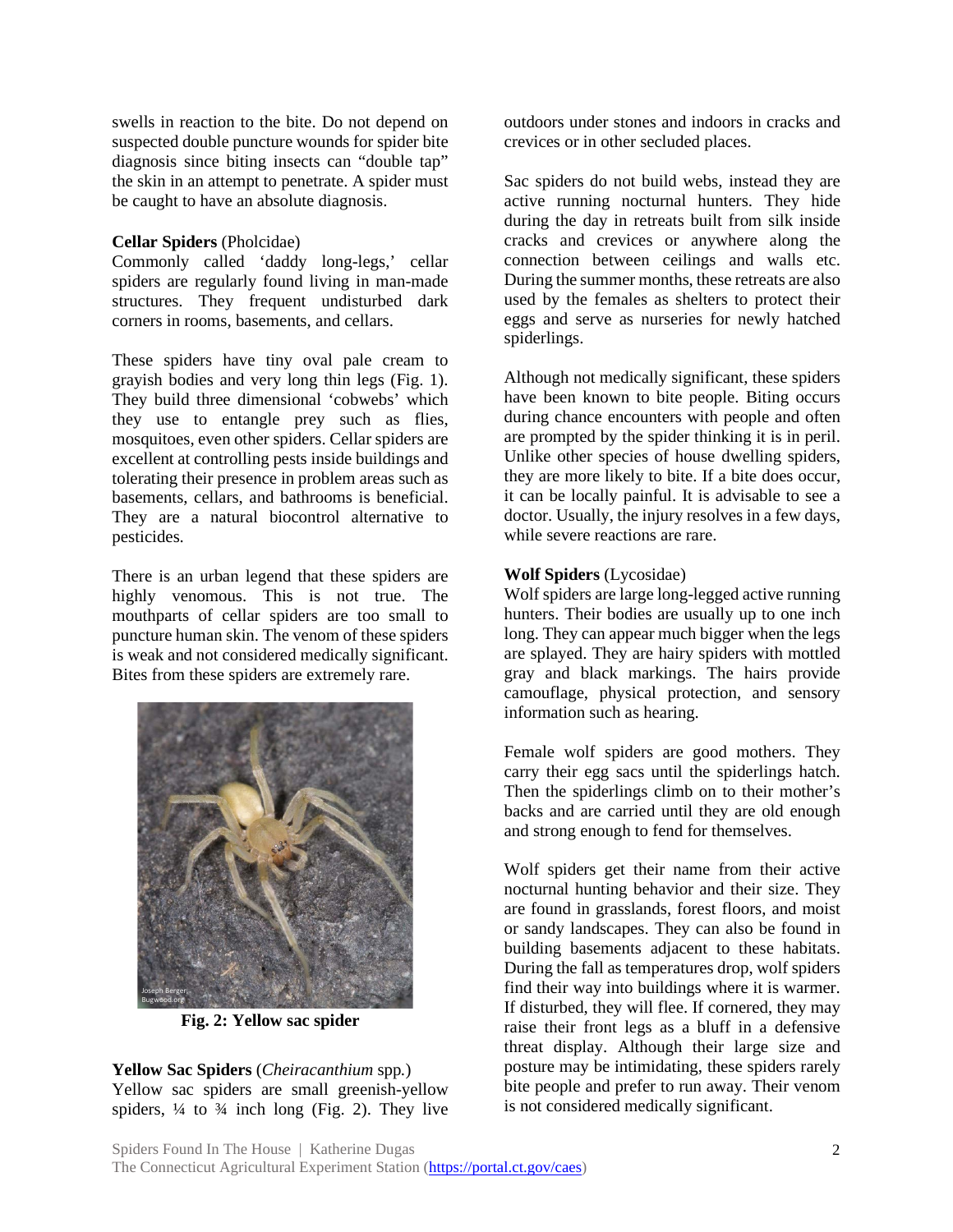swells in reaction to the bite. Do not depend on suspected double puncture wounds for spider bite diagnosis since biting insects can "double tap" the skin in an attempt to penetrate. A spider must be caught to have an absolute diagnosis.

**Cellar Spiders** (Pholcidae)
Commonly called 'daddy long-legs,' cellar spiders are regularly found living in man-made structures. They frequent undisturbed dark corners in rooms, basements, and cellars.

These spiders have tiny oval pale cream to grayish bodies and very long thin legs (Fig. 1). They build three dimensional 'cobwebs' which they use to entangle prey such as flies, mosquitoes, even other spiders. Cellar spiders are excellent at controlling pests inside buildings and tolerating their presence in problem areas such as basements, cellars, and bathrooms is beneficial. They are a natural biocontrol alternative to pesticides.

There is an urban legend that these spiders are highly venomous. This is not true. The mouthparts of cellar spiders are too small to puncture human skin. The venom of these spiders is weak and not considered medically significant. Bites from these spiders are extremely rare.

**Fig. 2: Yellow sac spider**

**Yellow Sac Spiders** (*Cheiracanthium* spp.)
Yellow sac spiders are small greenish-yellow spiders, ¼ to ¾ inch long (Fig. 2). They live outdoors under stones and indoors in cracks and crevices or in other secluded places.

Sac spiders do not build webs, instead they are active running nocturnal hunters. They hide during the day in retreats built from silk inside cracks and crevices or anywhere along the connection between ceilings and walls etc. During the summer months, these retreats are also used by the females as shelters to protect their eggs and serve as nurseries for newly hatched spiderlings.

Although not medically significant, these spiders have been known to bite people. Biting occurs during chance encounters with people and often are prompted by the spider thinking it is in peril. Unlike other species of house dwelling spiders, they are more likely to bite. If a bite does occur, it can be locally painful. It is advisable to see a doctor. Usually, the injury resolves in a few days, while severe reactions are rare.

**Wolf Spiders** (Lycosidae)
Wolf spiders are large long-legged active running hunters. Their bodies are usually up to one inch long. They can appear much bigger when the legs are splayed. They are hairy spiders with mottled gray and black markings. The hairs provide camouflage, physical protection, and sensory information such as hearing.

Female wolf spiders are good mothers. They carry their egg sacs until the spiderlings hatch. Then the spiderlings climb on to their mother's backs and are carried until they are old enough and strong enough to fend for themselves.

Wolf spiders get their name from their active nocturnal hunting behavior and their size. They are found in grasslands, forest floors, and moist or sandy landscapes. They can also be found in building basements adjacent to these habitats. During the fall as temperatures drop, wolf spiders find their way into buildings where it is warmer. If disturbed, they will flee. If cornered, they may raise their front legs as a bluff in a defensive threat display. Although their large size and posture may be intimidating, these spiders rarely bite people and prefer to run away. Their venom is not considered medically significant.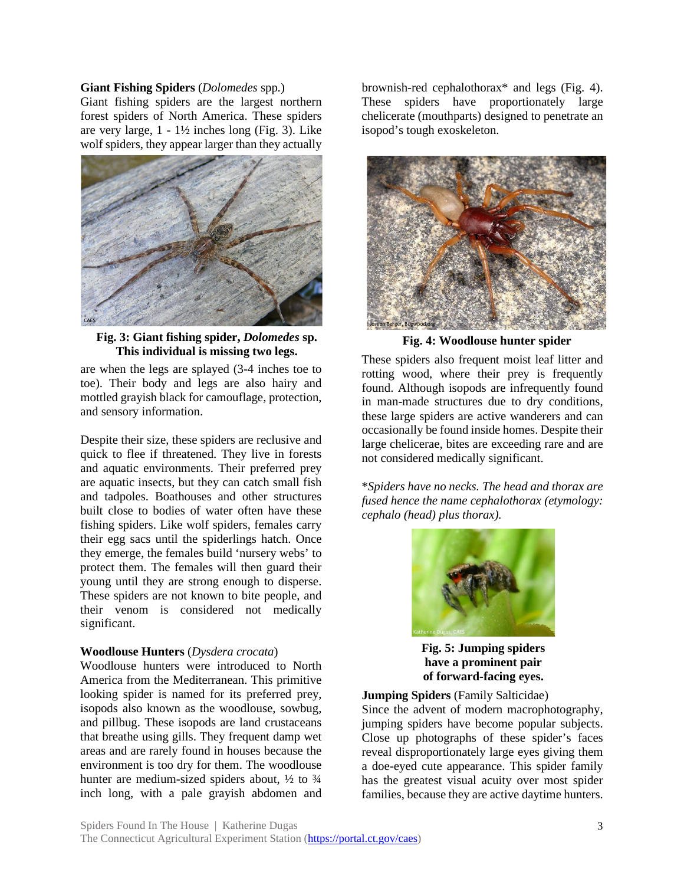**Giant Fishing Spiders** (*Dolomedes* spp.)
Giant fishing spiders are the largest northern forest spiders of North America. These spiders are very large, 1 - 1½ inches long (Fig. 3). Like wolf spiders, they appear larger than they actually are when the legs are splayed (3-4 inches toe to toe). Their body and legs are also hairy and mottled grayish black for camouflage, protection, and sensory information.

**Fig. 3: Giant fishing spider, *Dolomedes* sp. This individual is missing two legs.**

Despite their size, these spiders are reclusive and quick to flee if threatened. They live in forests and aquatic environments. Their preferred prey are aquatic insects, but they can catch small fish and tadpoles. Boathouses and other structures built close to bodies of water often have these fishing spiders. Like wolf spiders, females carry their egg sacs until the spiderlings hatch. Once they emerge, the females build 'nursery webs' to protect them. The females will then guard their young until they are strong enough to disperse. These spiders are not known to bite people, and their venom is considered not medically significant.

**Woodlouse Hunters** (*Dysdera crocata*)
Woodlouse hunters were introduced to North America from the Mediterranean. This primitive looking spider is named for its preferred prey, isopods also known as the woodlouse, sowbug, and pillbug. These isopods are land crustaceans that breathe using gills. They frequent damp wet areas and are rarely found in houses because the environment is too dry for them. The woodlouse hunter are medium-sized spiders about, ½ to ¾ inch long, with a pale grayish abdomen and brownish-red cephalothorax* and legs (Fig. 4). These spiders have proportionately large chelicerate (mouthparts) designed to penetrate an isopod's tough exoskeleton.

**Fig. 4: Woodlouse hunter spider**

These spiders also frequent moist leaf litter and rotting wood, where their prey is frequently found. Although isopods are infrequently found in man-made structures due to dry conditions, these large spiders are active wanderers and can occasionally be found inside homes. Despite their large chelicerae, bites are exceeding rare and are not considered medically significant.

**Spiders have no necks. The head and thorax are fused hence the name cephalothorax (etymology: cephalo (head) plus thorax).*

**Fig. 5: Jumping spiders have a prominent pair of forward-facing eyes.**

**Jumping Spiders** (Family Salticidae)
Since the advent of modern macrophotography, jumping spiders have become popular subjects. Close up photographs of these spider's faces reveal disproportionately large eyes giving them a doe-eyed cute appearance. This spider family has the greatest visual acuity over most spider families, because they are active daytime hunters.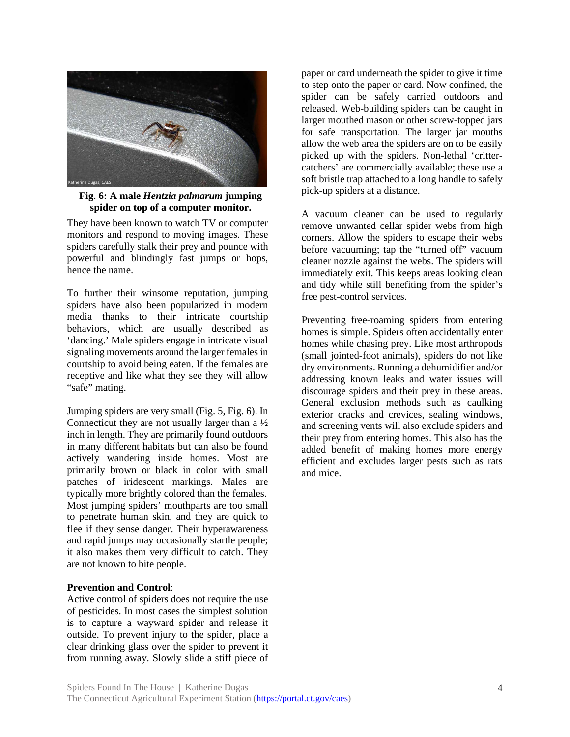**Fig. 6: A male *Hentzia palmarum* jumping spider on top of a computer monitor.**

They have been known to watch TV or computer monitors and respond to moving images. These spiders carefully stalk their prey and pounce with powerful and blindingly fast jumps or hops, hence the name.

To further their winsome reputation, jumping spiders have also been popularized in modern media thanks to their intricate courtship behaviors, which are usually described as 'dancing.' Male spiders engage in intricate visual signaling movements around the larger females in courtship to avoid being eaten. If the females are receptive and like what they see they will allow "safe" mating.

Jumping spiders are very small (Fig. 5, Fig. 6). In Connecticut they are not usually larger than a ½ inch in length. They are primarily found outdoors in many different habitats but can also be found actively wandering inside homes. Most are primarily brown or black in color with small patches of iridescent markings. Males are typically more brightly colored than the females. Most jumping spiders' mouthparts are too small to penetrate human skin, and they are quick to flee if they sense danger. Their hyperawareness and rapid jumps may occasionally startle people; it also makes them very difficult to catch. They are not known to bite people.

**Prevention and Control**:

Active control of spiders does not require the use of pesticides. In most cases the simplest solution is to capture a wayward spider and release it outside. To prevent injury to the spider, place a clear drinking glass over the spider to prevent it from running away. Slowly slide a stiff piece of paper or card underneath the spider to give it time to step onto the paper or card. Now confined, the spider can be safely carried outdoors and released. Web-building spiders can be caught in larger mouthed mason or other screw-topped jars for safe transportation. The larger jar mouths allow the web area the spiders are on to be easily picked up with the spiders. Non-lethal 'critter-catchers' are commercially available; these use a soft bristle trap attached to a long handle to safely pick-up spiders at a distance.

A vacuum cleaner can be used to regularly remove unwanted cellar spider webs from high corners. Allow the spiders to escape their webs before vacuuming; tap the "turned off" vacuum cleaner nozzle against the webs. The spiders will immediately exit. This keeps areas looking clean and tidy while still benefiting from the spider's free pest-control services.

Preventing free-roaming spiders from entering homes is simple. Spiders often accidentally enter homes while chasing prey. Like most arthropods (small jointed-foot animals), spiders do not like dry environments. Running a dehumidifier and/or addressing known leaks and water issues will discourage spiders and their prey in these areas. General exclusion methods such as caulking exterior cracks and crevices, sealing windows, and screening vents will also exclude spiders and their prey from entering homes. This also has the added benefit of making homes more energy efficient and excludes larger pests such as rats and mice.